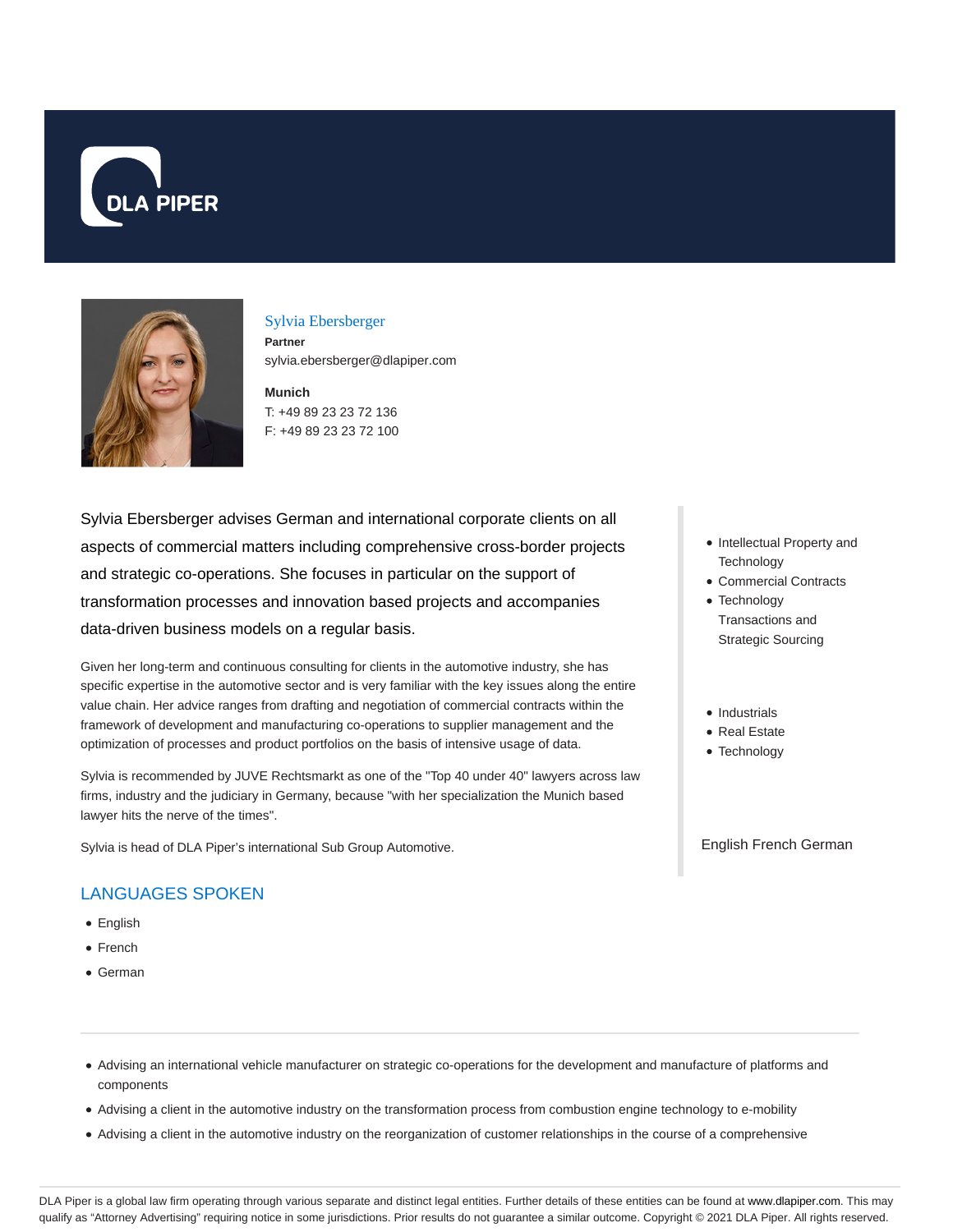# Sylvia Ebersberger

**Partner**

sylvia.ebersberger@dlapiper.com

**Munich**

T: +49 89 23 23 72 136

F: +49 89 23 23 72 100

Sylvia Ebersberger advises German and international corporate clients on all aspects of commercial matters including comprehensive cross-border projects and strategic co-operations. She focuses in particular on the support of transformation processes and innovation based projects and accompanies data-driven business models on a regular basis.

Given her long-term and continuous consulting for clients in the automotive industry, she has specific expertise in the automotive sector and is very familiar with the key issues along the entire value chain. Her advice ranges from drafting and negotiation of commercial contracts within the framework of development and manufacturing co-operations to supplier management and the optimization of processes and product portfolios on the basis of intensive usage of data.

Sylvia is recommended by JUVE Rechtsmarkt as one of the "Top 40 under 40" lawyers across law firms, industry and the judiciary in Germany, because "with her specialization the Munich based lawyer hits the nerve of the times".

Sylvia is head of DLA Piper's international Sub Group Automotive.

- Intellectual Property and Technology
- Commercial Contracts
- Technology Transactions and Strategic Sourcing

- Industrials
- Real Estate
- Technology

English French German

## LANGUAGES SPOKEN

- English
- French
- German

---

- Advising an international vehicle manufacturer on strategic co-operations for the development and manufacture of platforms and components
- Advising a client in the automotive industry on the transformation process from combustion engine technology to e-mobility
- Advising a client in the automotive industry on the reorganization of customer relationships in the course of a comprehensive

DLA Piper is a global law firm operating through various separate and distinct legal entities. Further details of these entities can be found at www.dlapiper.com. This may qualify as "Attorney Advertising" requiring notice in some jurisdictions. Prior results do not guarantee a similar outcome. Copyright © 2021 DLA Piper. All rights reserved.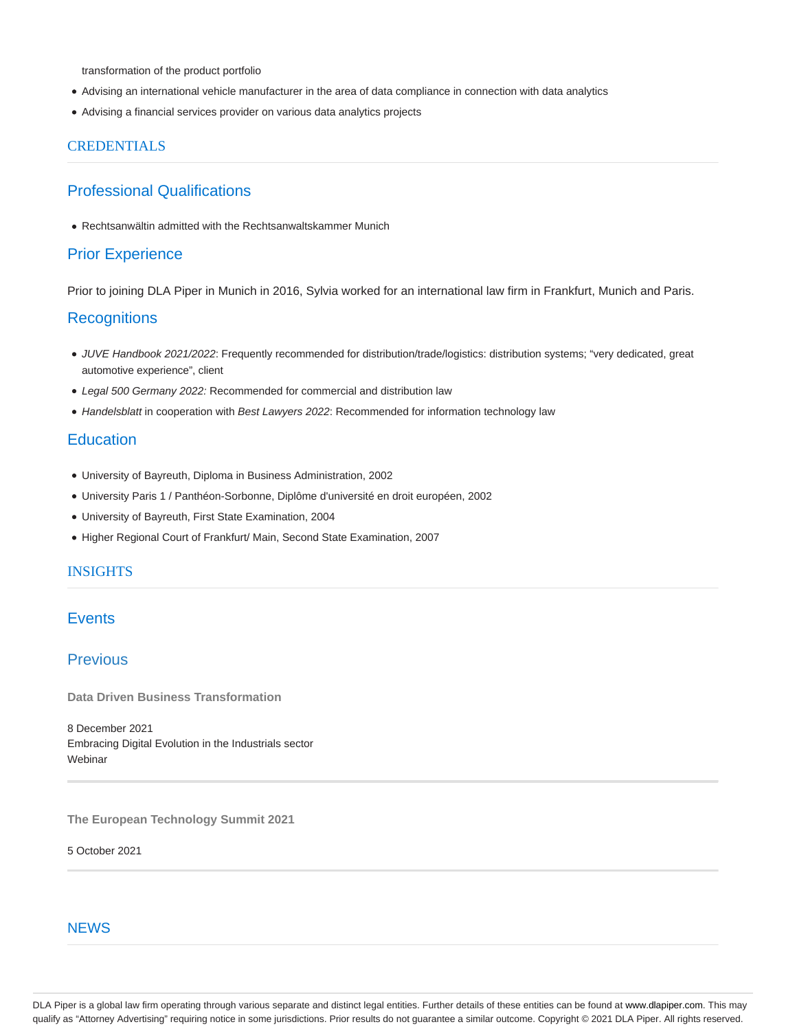transformation of the product portfolio

- Advising an international vehicle manufacturer in the area of data compliance in connection with data analytics
- Advising a financial services provider on various data analytics projects

## CREDENTIALS

### Professional Qualifications

- Rechtsanwältin admitted with the Rechtsanwaltskammer Munich

### Prior Experience

Prior to joining DLA Piper in Munich in 2016, Sylvia worked for an international law firm in Frankfurt, Munich and Paris.

### Recognitions

- *JUVE Handbook 2021/2022*: Frequently recommended for distribution/trade/logistics: distribution systems; "very dedicated, great automotive experience", client
- *Legal 500 Germany 2022:* Recommended for commercial and distribution law
- *Handelsblatt* in cooperation with *Best Lawyers 2022*: Recommended for information technology law

### Education

- University of Bayreuth, Diploma in Business Administration, 2002
- University Paris 1 / Panthéon-Sorbonne, Diplôme d'université en droit européen, 2002
- University of Bayreuth, First State Examination, 2004
- Higher Regional Court of Frankfurt/ Main, Second State Examination, 2007

## INSIGHTS

### Events

### Previous

**Data Driven Business Transformation**

8 December 2021
Embracing Digital Evolution in the Industrials sector
Webinar

**The European Technology Summit 2021**

5 October 2021

## NEWS

DLA Piper is a global law firm operating through various separate and distinct legal entities. Further details of these entities can be found at www.dlapiper.com. This may qualify as "Attorney Advertising" requiring notice in some jurisdictions. Prior results do not guarantee a similar outcome. Copyright © 2021 DLA Piper. All rights reserved.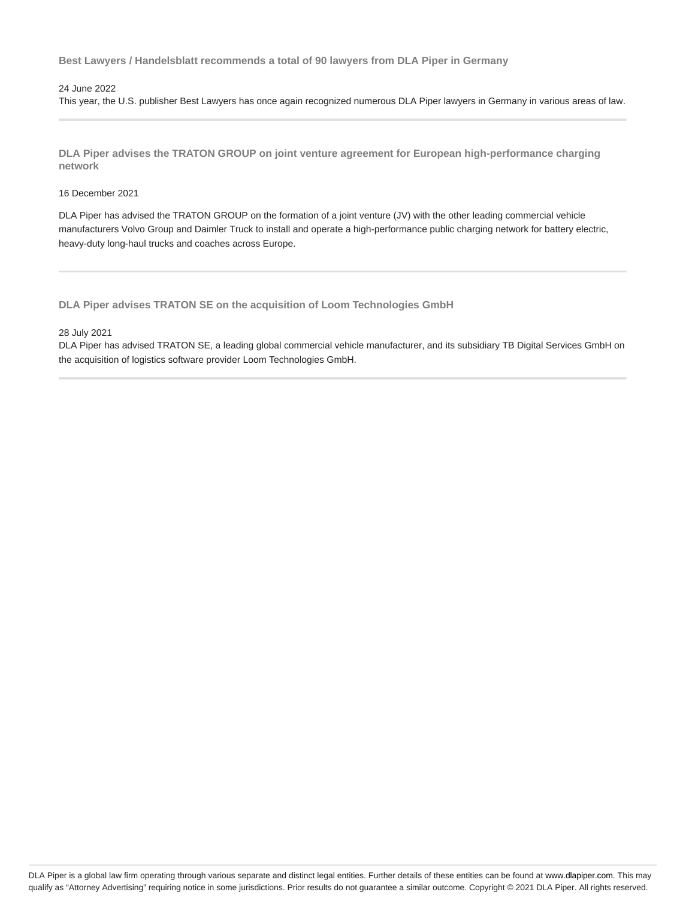### Best Lawyers / Handelsblatt recommends a total of 90 lawyers from DLA Piper in Germany

24 June 2022

This year, the U.S. publisher Best Lawyers has once again recognized numerous DLA Piper lawyers in Germany in various areas of law.

---

### DLA Piper advises the TRATON GROUP on joint venture agreement for European high-performance charging network

16 December 2021

DLA Piper has advised the TRATON GROUP on the formation of a joint venture (JV) with the other leading commercial vehicle manufacturers Volvo Group and Daimler Truck to install and operate a high-performance public charging network for battery electric, heavy-duty long-haul trucks and coaches across Europe.

---

### DLA Piper advises TRATON SE on the acquisition of Loom Technologies GmbH

28 July 2021

DLA Piper has advised TRATON SE, a leading global commercial vehicle manufacturer, and its subsidiary TB Digital Services GmbH on the acquisition of logistics software provider Loom Technologies GmbH.

---

DLA Piper is a global law firm operating through various separate and distinct legal entities. Further details of these entities can be found at www.dlapiper.com. This may qualify as “Attorney Advertising” requiring notice in some jurisdictions. Prior results do not guarantee a similar outcome. Copyright © 2021 DLA Piper. All rights reserved.